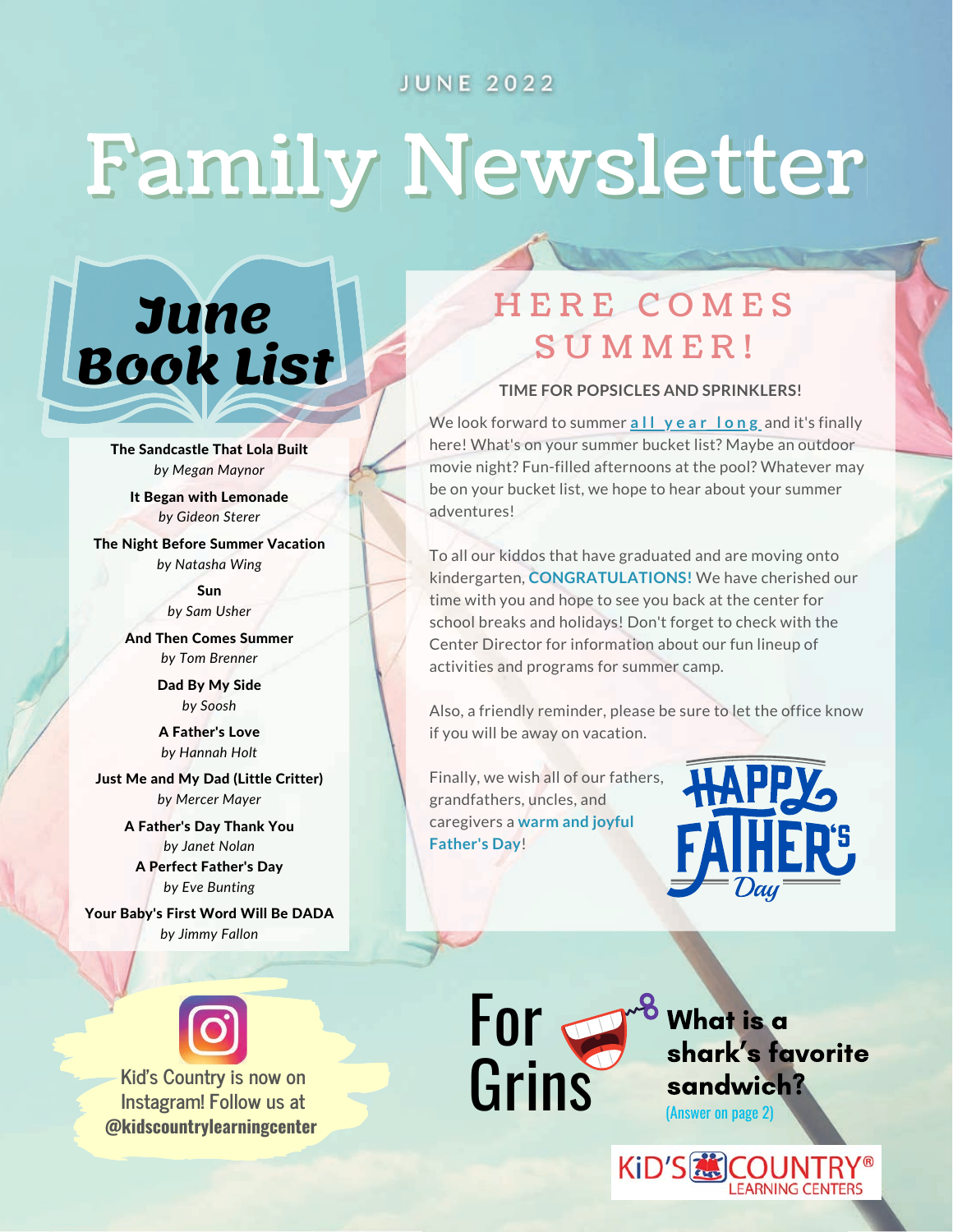JUNE 2022

# Family Newsletter

## June Book List

**The Sandcastle That Lola Built**
*by Megan Maynor*

**It Began with Lemonade**
*by Gideon Sterer*

**The Night Before Summer Vacation**
*by Natasha Wing*

**Sun**
*by Sam Usher*

**And Then Comes Summer**
*by Tom Brenner*

**Dad By My Side**
*by Soosh*

**A Father's Love**
*by Hannah Holt*

**Just Me and My Dad (Little Critter)**
*by Mercer Mayer*

**A Father's Day Thank You**
*by Janet Nolan*

**A Perfect Father's Day**
*by Eve Bunting*

**Your Baby's First Word Will Be DADA**
*by Jimmy Fallon*

## HERE COMES SUMMER!

**TIME FOR POPSICLES AND SPRINKLERS!**

We look forward to summer **all year long** and it's finally here! What's on your summer bucket list? Maybe an outdoor movie night? Fun-filled afternoons at the pool? Whatever may be on your bucket list, we hope to hear about your summer adventures!

To all our kiddos that have graduated and are moving onto kindergarten, **CONGRATULATIONS!** We have cherished our time with you and hope to see you back at the center for school breaks and holidays! Don't forget to check with the Center Director for information about our fun lineup of activities and programs for summer camp.

Also, a friendly reminder, please be sure to let the office know if you will be away on vacation.

Finally, we wish all of our fathers, grandfathers, uncles, and caregivers a **warm and joyful Father's Day**!

HAPPY FATHER'S Day

Kid's Country is now on Instagram! Follow us at **@kidscountrylearningcenter**

## For Grins

**What is a shark's favorite sandwich?**
(Answer on page 2)

KiD'S COUNTRY® LEARNING CENTERS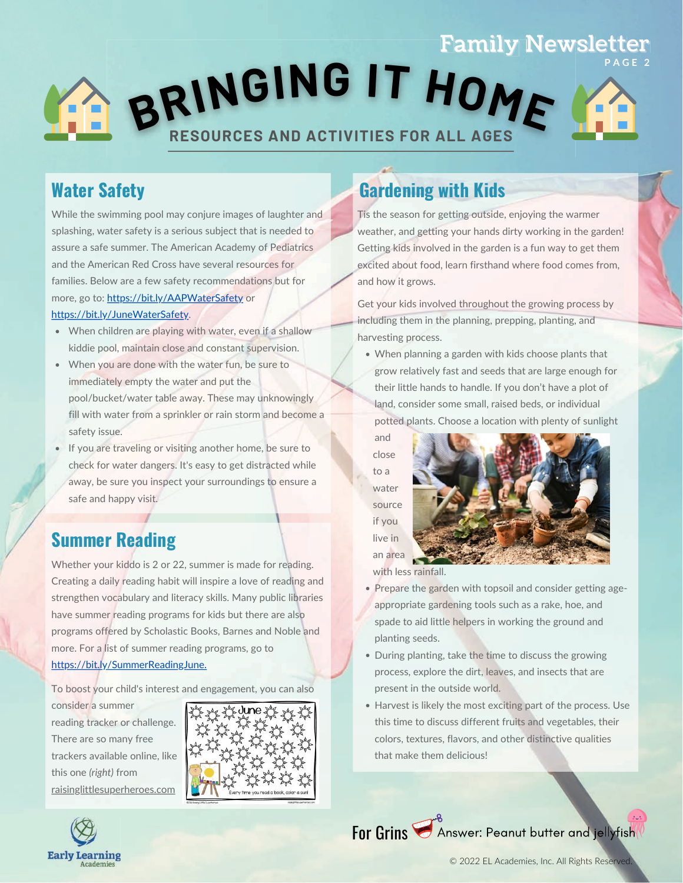# BRINGING IT HOME

Family Newsletter

RESOURCES AND ACTIVITIES FOR ALL AGES

## Water Safety

While the swimming pool may conjure images of laughter and splashing, water safety is a serious subject that is needed to assure a safe summer. The American Academy of Pediatrics and the American Red Cross have several resources for families. Below are a few safety recommendations but for more, go to: https://bit.ly/AAPWaterSafety or https://bit.ly/JuneWaterSafety.

- When children are playing with water, even if a shallow kiddie pool, maintain close and constant supervision.
- When you are done with the water fun, be sure to immediately empty the water and put the pool/bucket/water table away. These may unknowingly fill with water from a sprinkler or rain storm and become a safety issue.
- If you are traveling or visiting another home, be sure to check for water dangers. It's easy to get distracted while away, be sure you inspect your surroundings to ensure a safe and happy visit.

## Summer Reading

Whether your kiddo is 2 or 22, summer is made for reading. Creating a daily reading habit will inspire a love of reading and strengthen vocabulary and literacy skills. Many public libraries have summer reading programs for kids but there are also programs offered by Scholastic Books, Barnes and Noble and more. For a list of summer reading programs, go to https://bit.ly/SummerReadingJune.

To boost your child's interest and engagement, you can also consider a summer reading tracker or challenge. There are so many free trackers available online, like this one *(right)* from raisinglittlesuperheroes.com

June

Every time you read a book, color a sun!

## Gardening with Kids

Tis the season for getting outside, enjoying the warmer weather, and getting your hands dirty working in the garden! Getting kids involved in the garden is a fun way to get them excited about food, learn firsthand where food comes from, and how it grows.

Get your kids involved throughout the growing process by including them in the planning, prepping, planting, and harvesting process.

- When planning a garden with kids choose plants that grow relatively fast and seeds that are large enough for their little hands to handle. If you don't have a plot of land, consider some small, raised beds, or individual potted plants. Choose a location with plenty of sunlight and close to a water source if you live in an area with less rainfall.
- Prepare the garden with topsoil and consider getting age-appropriate gardening tools such as a rake, hoe, and spade to aid little helpers in working the ground and planting seeds.
- During planting, take the time to discuss the growing process, explore the dirt, leaves, and insects that are present in the outside world.
- Harvest is likely the most exciting part of the process. Use this time to discuss different fruits and vegetables, their colors, textures, flavors, and other distinctive qualities that make them delicious!

**For Grins** Answer: Peanut butter and jellyfish

Early Learning Academies

© 2022 EL Academies, Inc. All Rights Reserved.